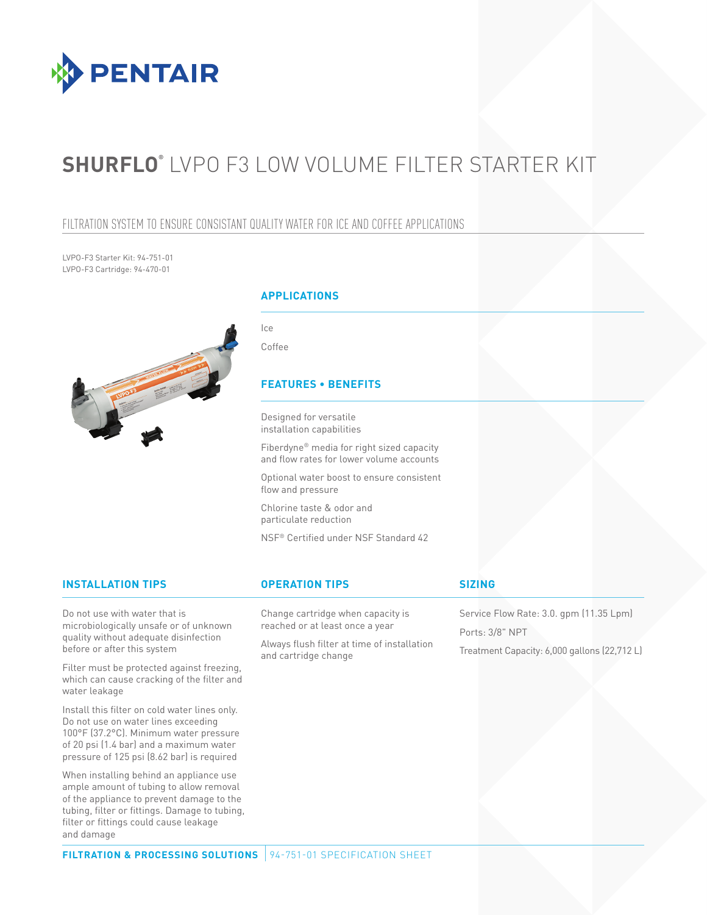# SHURFLO® LVPO F3 LOW VOLUME FILTER STARTER KIT

## FILTRATION SYSTEM TO ENSURE CONSISTANT QUALITY WATER FOR ICE AND COFFEE APPLICATIONS

LVPO-F3 Starter Kit: 94-751-01
LVPO-F3 Cartridge: 94-470-01

### APPLICATIONS

Ice

Coffee

### FEATURES • BENEFITS

Designed for versatile installation capabilities

Fiberdyne® media for right sized capacity and flow rates for lower volume accounts

Optional water boost to ensure consistent flow and pressure

Chlorine taste & odor and particulate reduction

NSF® Certified under NSF Standard 42

### INSTALLATION TIPS

Do not use with water that is microbiologically unsafe or of unknown quality without adequate disinfection before or after this system

Filter must be protected against freezing, which can cause cracking of the filter and water leakage

Install this filter on cold water lines only. Do not use on water lines exceeding 100°F (37.2°C). Minimum water pressure of 20 psi (1.4 bar) and a maximum water pressure of 125 psi (8.62 bar) is required

When installing behind an appliance use ample amount of tubing to allow removal of the appliance to prevent damage to the tubing, filter or fittings. Damage to tubing, filter or fittings could cause leakage and damage

### OPERATION TIPS

Change cartridge when capacity is reached or at least once a year

Always flush filter at time of installation and cartridge change

### SIZING

Service Flow Rate: 3.0. gpm (11.35 Lpm)

Ports: 3/8" NPT

Treatment Capacity: 6,000 gallons (22,712 L)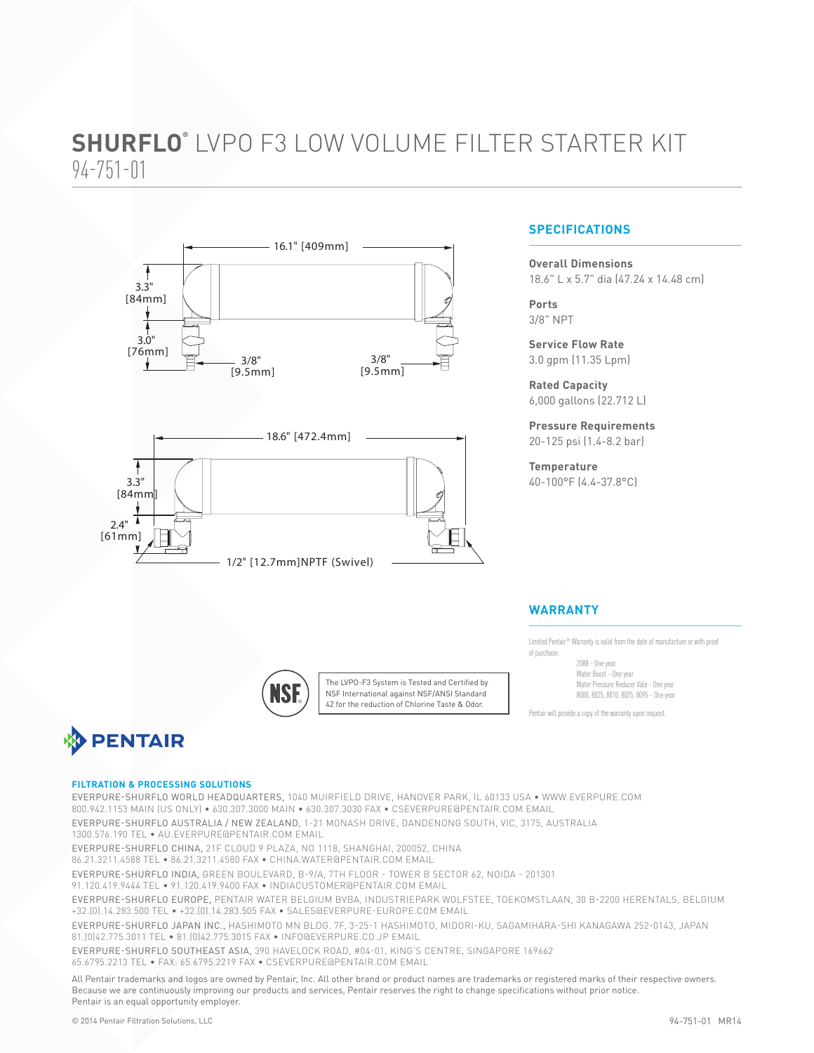# **SHURFLO**® LVPO F3 LOW VOLUME FILTER STARTER KIT

94-751-01

16.1" [409mm]

3.3" [84mm]

3.0" [76mm]

3/8" [9.5mm]

3/8" [9.5mm]

18.6" [472.4mm]

3.3" [84mm]

2.4" [61mm]

1/2" [12.7mm]NPTF (Swivel)

## SPECIFICATIONS

**Overall Dimensions**
18.6" L x 5.7" dia (47.24 x 14.48 cm)

**Ports**
3/8" NPT

**Service Flow Rate**
3.0 gpm (11.35 Lpm)

**Rated Capacity**
6,000 gallons (22.712 L)

**Pressure Requirements**
20-125 psi (1.4-8.2 bar)

**Temperature**
40-100°F (4.4-37.8°C)

## WARRANTY

Limited Pentair® Warranty is valid from the date of manufacture or with proof of purchase:

2088 - One year
Water Boost - One year
Water Pressure Reducer Vale - One year
8000, 8025, 8010, 8075, 8095 - One year

Pentair will provide a copy of the warranty upon request.

The LVPO-F3 System is Tested and Certified by NSF International against NSF/ANSI Standard 42 for the reduction of Chlorine Taste & Odor.

**PENTAIR**

**FILTRATION & PROCESSING SOLUTIONS**

EVERPURE-SHURFLO WORLD HEADQUARTERS, 1040 MUIRFIELD DRIVE, HANOVER PARK, IL 60133 USA • WWW.EVERPURE.COM
800.942.1153 MAIN (US ONLY) • 630.307.3000 MAIN • 630.307.3030 FAX • CSEVERPURE@PENTAIR.COM EMAIL

EVERPURE-SHURFLO AUSTRALIA / NEW ZEALAND, 1-21 MONASH DRIVE, DANDENONG SOUTH, VIC, 3175, AUSTRALIA
1300.576.190 TEL • AU.EVERPURE@PENTAIR.COM EMAIL

EVERPURE-SHURFLO CHINA, 21F CLOUD 9 PLAZA, NO 1118, SHANGHAI, 200052, CHINA
86.21.3211.4588 TEL • 86.21.3211.4580 FAX • CHINA.WATER@PENTAIR.COM EMAIL

EVERPURE-SHURFLO INDIA, GREEN BOULEVARD, B-9/A, 7TH FLOOR - TOWER B SECTOR 62, NOIDA - 201301
91.120.419.9444 TEL • 91.120.419.9400 FAX • INDIACUSTOMER@PENTAIR.COM EMAIL

EVERPURE-SHURFLO EUROPE, PENTAIR WATER BELGIUM BVBA, INDUSTRIEPARK WOLFSTEE, TOEKOMSTLAAN, 30 B-2200 HERENTALS, BELGIUM
+32.(0).14.283.500 TEL • +32.(0).14.283.505 FAX • SALES@EVERPURE-EUROPE.COM EMAIL

EVERPURE-SHURFLO JAPAN INC., HASHIMOTO MN BLDG. 7F, 3-25-1 HASHIMOTO, MIDORI-KU, SAGAMIHARA-SHI KANAGAWA 252-0143, JAPAN
81.(0)42.775.3011 TEL • 81.(0)42.775.3015 FAX • INFO@EVERPURE.CO.JP EMAIL

EVERPURE-SHURFLO SOUTHEAST ASIA, 390 HAVELOCK ROAD, #04-01, KING'S CENTRE, SINGAPORE 169662
65.6795.2213 TEL • FAX: 65.6795.2219 FAX • CSEVERPURE@PENTAIR.COM EMAIL

All Pentair trademarks and logos are owned by Pentair, Inc. All other brand or product names are trademarks or registered marks of their respective owners. Because we are continuously improving our products and services, Pentair reserves the right to change specifications without prior notice.
Pentair is an equal opportunity employer.

© 2014 Pentair Filtration Solutions, LLC

94-751-01 MR14